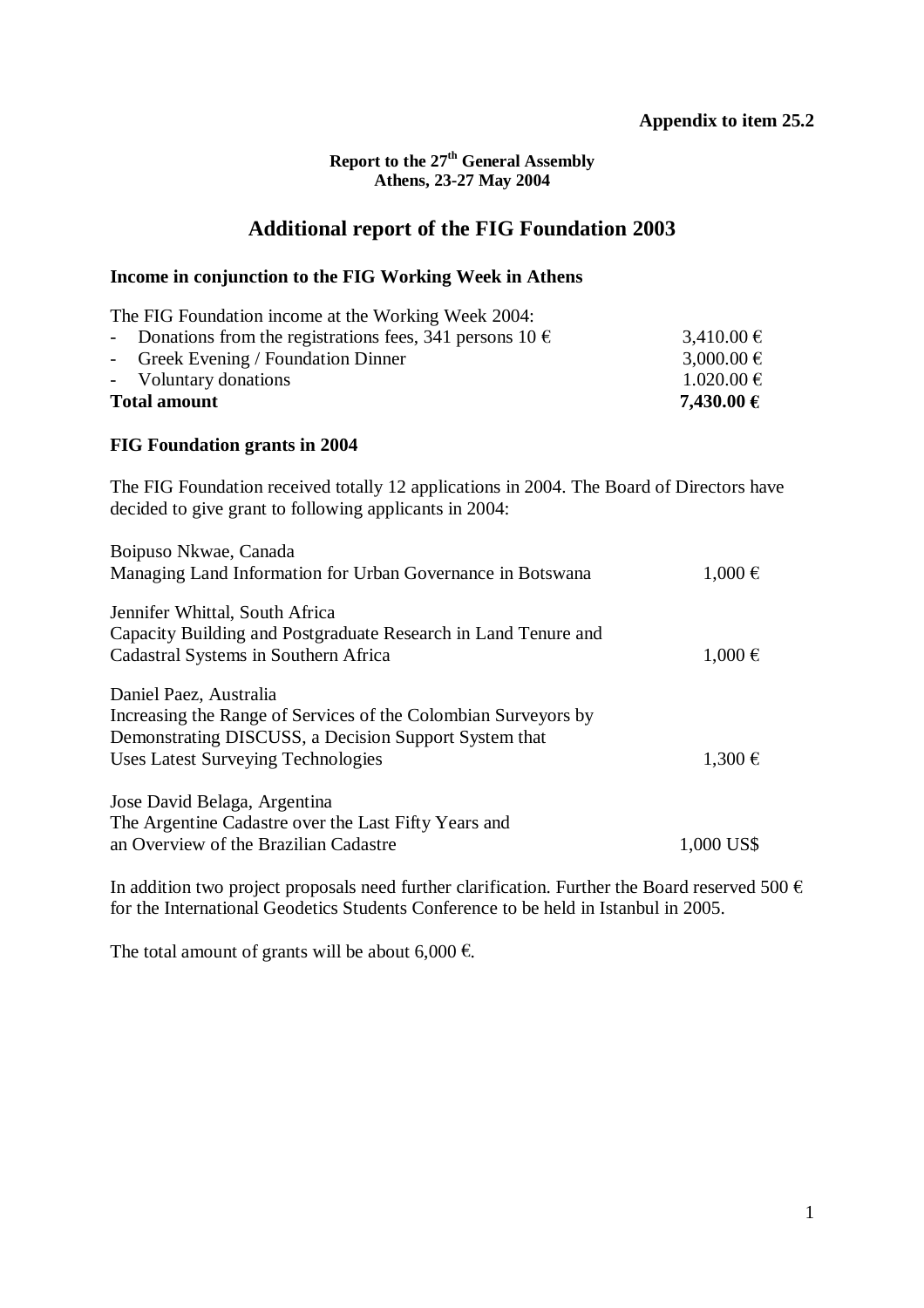**Appendix to item 25.2**

**Report to the 27th General Assembly**
**Athens, 23-27 May 2004**

# Additional report of the FIG Foundation 2003

## Income in conjunction to the FIG Working Week in Athens

The FIG Foundation income at the Working Week 2004:

| | |
|---|---|
| - Donations from the registrations fees, 341 persons 10 € | 3,410.00 € |
| - Greek Evening / Foundation Dinner | 3,000.00 € |
| - Voluntary donations | 1.020.00 € |
| **Total amount** | **7,430.00 €** |

## FIG Foundation grants in 2004

The FIG Foundation received totally 12 applications in 2004. The Board of Directors have decided to give grant to following applicants in 2004:

| | |
|---|---|
| Boipuso Nkwae, Canada<br>Managing Land Information for Urban Governance in Botswana | 1,000 € |
| Jennifer Whittal, South Africa<br>Capacity Building and Postgraduate Research in Land Tenure and Cadastral Systems in Southern Africa | 1,000 € |
| Daniel Paez, Australia<br>Increasing the Range of Services of the Colombian Surveyors by Demonstrating DISCUSS, a Decision Support System that Uses Latest Surveying Technologies | 1,300 € |
| Jose David Belaga, Argentina<br>The Argentine Cadastre over the Last Fifty Years and an Overview of the Brazilian Cadastre | 1,000 US$ |

In addition two project proposals need further clarification. Further the Board reserved 500 € for the International Geodetics Students Conference to be held in Istanbul in 2005.

The total amount of grants will be about 6,000 €.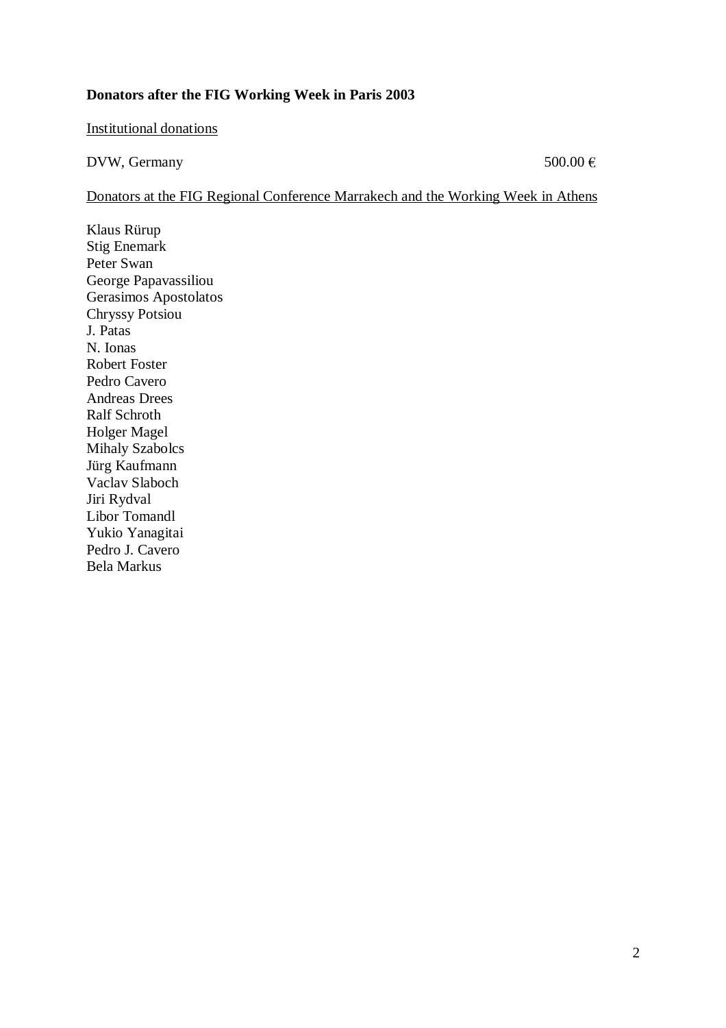**Donators after the FIG Working Week in Paris 2003**

Institutional donations

DVW, Germany 500.00 €

Donators at the FIG Regional Conference Marrakech and the Working Week in Athens

Klaus Rürup
Stig Enemark
Peter Swan
George Papavassiliou
Gerasimos Apostolatos
Chryssy Potsiou
J. Patas
N. Ionas
Robert Foster
Pedro Cavero
Andreas Drees
Ralf Schroth
Holger Magel
Mihaly Szabolcs
Jürg Kaufmann
Vaclav Slaboch
Jiri Rydval
Libor Tomandl
Yukio Yanagitai
Pedro J. Cavero
Bela Markus